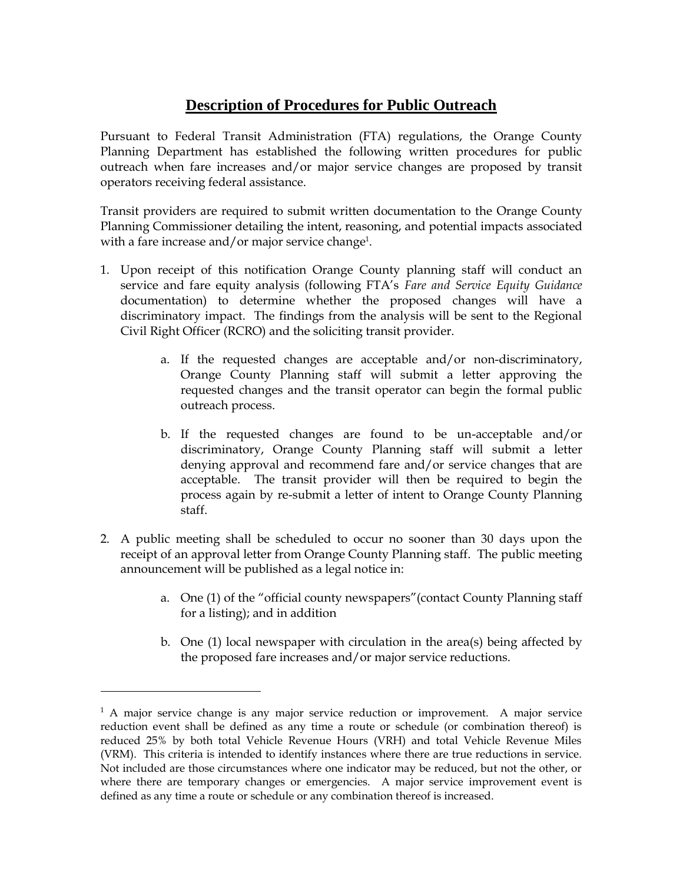## **Description of Procedures for Public Outreach**

Pursuant to Federal Transit Administration (FTA) regulations, the Orange County Planning Department has established the following written procedures for public outreach when fare increases and/or major service changes are proposed by transit operators receiving federal assistance.

Transit providers are required to submit written documentation to the Orange County Planning Commissioner detailing the intent, reasoning, and potential impacts associated with a fare increase and/or major service change[1].

1. Upon receipt of this notification Orange County planning staff will conduct an service and fare equity analysis (following FTA's *Fare and Service Equity Guidance* documentation) to determine whether the proposed changes will have a discriminatory impact. The findings from the analysis will be sent to the Regional Civil Right Officer (RCRO) and the soliciting transit provider.

    a. If the requested changes are acceptable and/or non-discriminatory, Orange County Planning staff will submit a letter approving the requested changes and the transit operator can begin the formal public outreach process.

    b. If the requested changes are found to be un-acceptable and/or discriminatory, Orange County Planning staff will submit a letter denying approval and recommend fare and/or service changes that are acceptable. The transit provider will then be required to begin the process again by re-submit a letter of intent to Orange County Planning staff.

2. A public meeting shall be scheduled to occur no sooner than 30 days upon the receipt of an approval letter from Orange County Planning staff. The public meeting announcement will be published as a legal notice in:

    a. One (1) of the "official county newspapers"(contact County Planning staff for a listing); and in addition

    b. One (1) local newspaper with circulation in the area(s) being affected by the proposed fare increases and/or major service reductions.

---

[1] A major service change is any major service reduction or improvement. A major service reduction event shall be defined as any time a route or schedule (or combination thereof) is reduced 25% by both total Vehicle Revenue Hours (VRH) and total Vehicle Revenue Miles (VRM). This criteria is intended to identify instances where there are true reductions in service. Not included are those circumstances where one indicator may be reduced, but not the other, or where there are temporary changes or emergencies. A major service improvement event is defined as any time a route or schedule or any combination thereof is increased.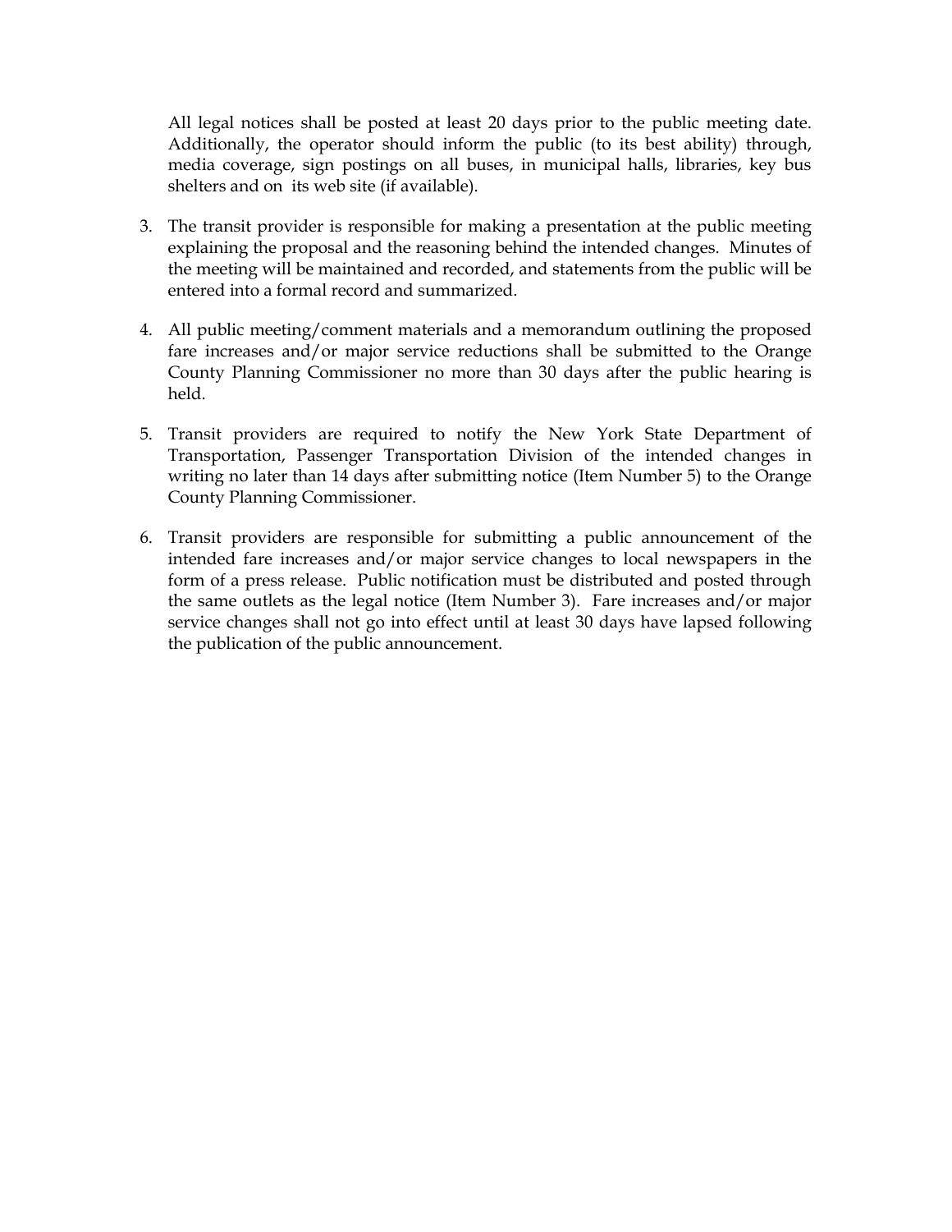All legal notices shall be posted at least 20 days prior to the public meeting date. Additionally, the operator should inform the public (to its best ability) through, media coverage, sign postings on all buses, in municipal halls, libraries, key bus shelters and on its web site (if available).

3. The transit provider is responsible for making a presentation at the public meeting explaining the proposal and the reasoning behind the intended changes. Minutes of the meeting will be maintained and recorded, and statements from the public will be entered into a formal record and summarized.

4. All public meeting/comment materials and a memorandum outlining the proposed fare increases and/or major service reductions shall be submitted to the Orange County Planning Commissioner no more than 30 days after the public hearing is held.

5. Transit providers are required to notify the New York State Department of Transportation, Passenger Transportation Division of the intended changes in writing no later than 14 days after submitting notice (Item Number 5) to the Orange County Planning Commissioner.

6. Transit providers are responsible for submitting a public announcement of the intended fare increases and/or major service changes to local newspapers in the form of a press release. Public notification must be distributed and posted through the same outlets as the legal notice (Item Number 3). Fare increases and/or major service changes shall not go into effect until at least 30 days have lapsed following the publication of the public announcement.